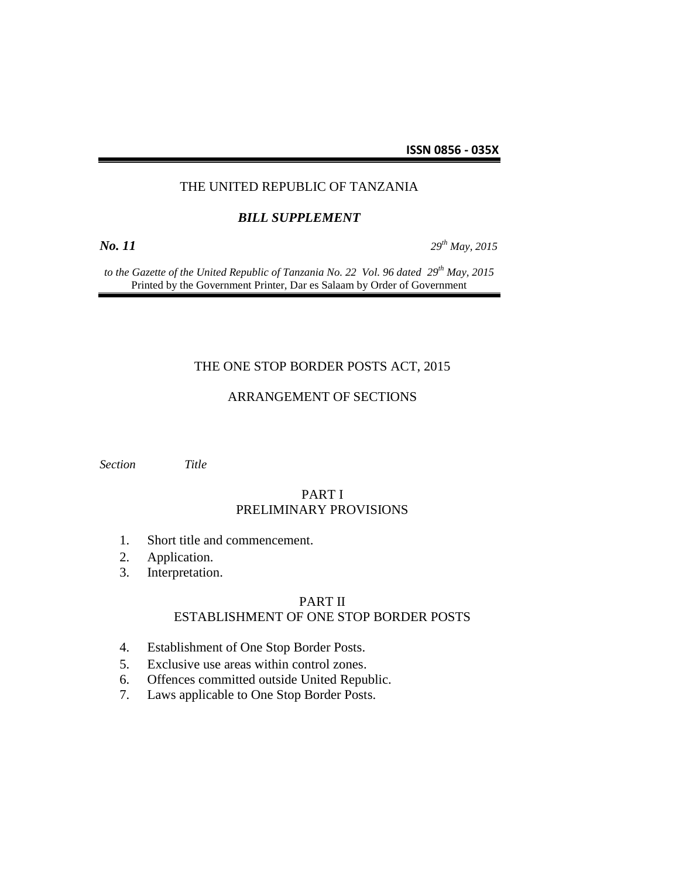**ISSN 0856 - 035X**

THE UNITED REPUBLIC OF TANZANIA

***BILL SUPPLEMENT***

***No. 11*** *29th May, 2015*

*to the Gazette of the United Republic of Tanzania No. 22 Vol. 96 dated 29th May, 2015*
Printed by the Government Printer, Dar es Salaam by Order of Government

# THE ONE STOP BORDER POSTS ACT, 2015

## ARRANGEMENT OF SECTIONS

*Section* *Title*

### PART I
### PRELIMINARY PROVISIONS

1. Short title and commencement.
2. Application.
3. Interpretation.

### PART II
### ESTABLISHMENT OF ONE STOP BORDER POSTS

4. Establishment of One Stop Border Posts.
5. Exclusive use areas within control zones.
6. Offences committed outside United Republic.
7. Laws applicable to One Stop Border Posts.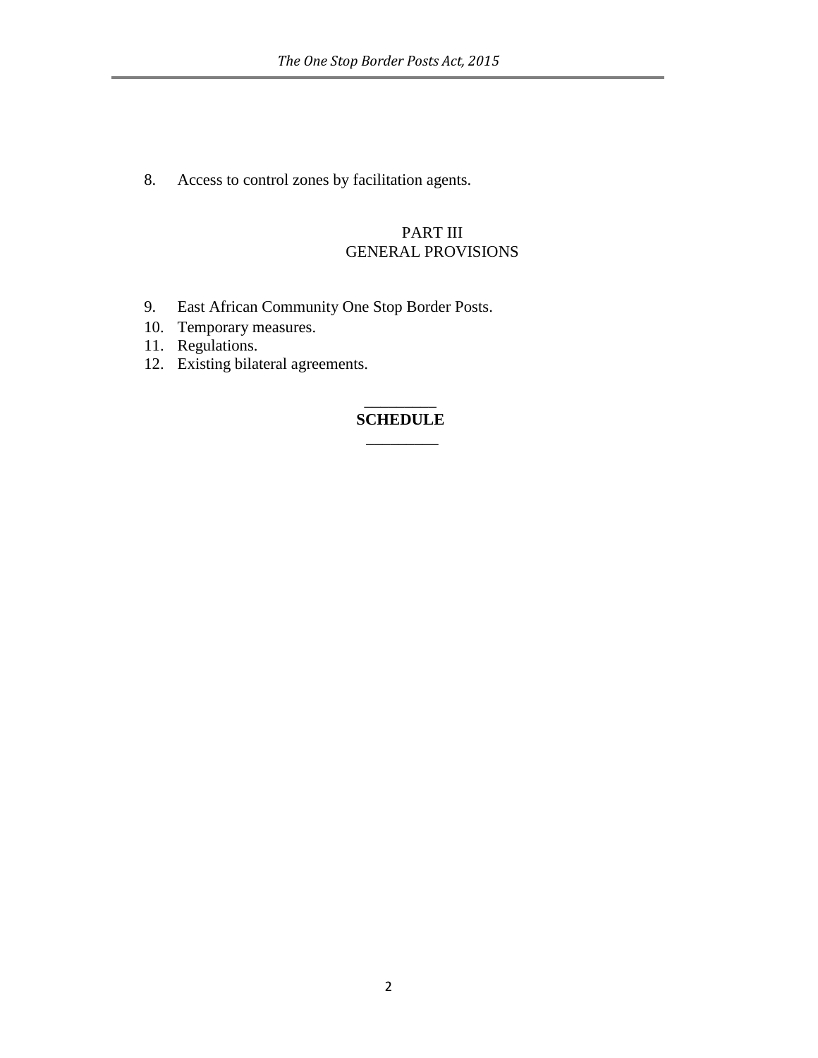8. Access to control zones by facilitation agents.

## PART III
## GENERAL PROVISIONS

9. East African Community One Stop Border Posts.
10. Temporary measures.
11. Regulations.
12. Existing bilateral agreements.

---

**SCHEDULE**

---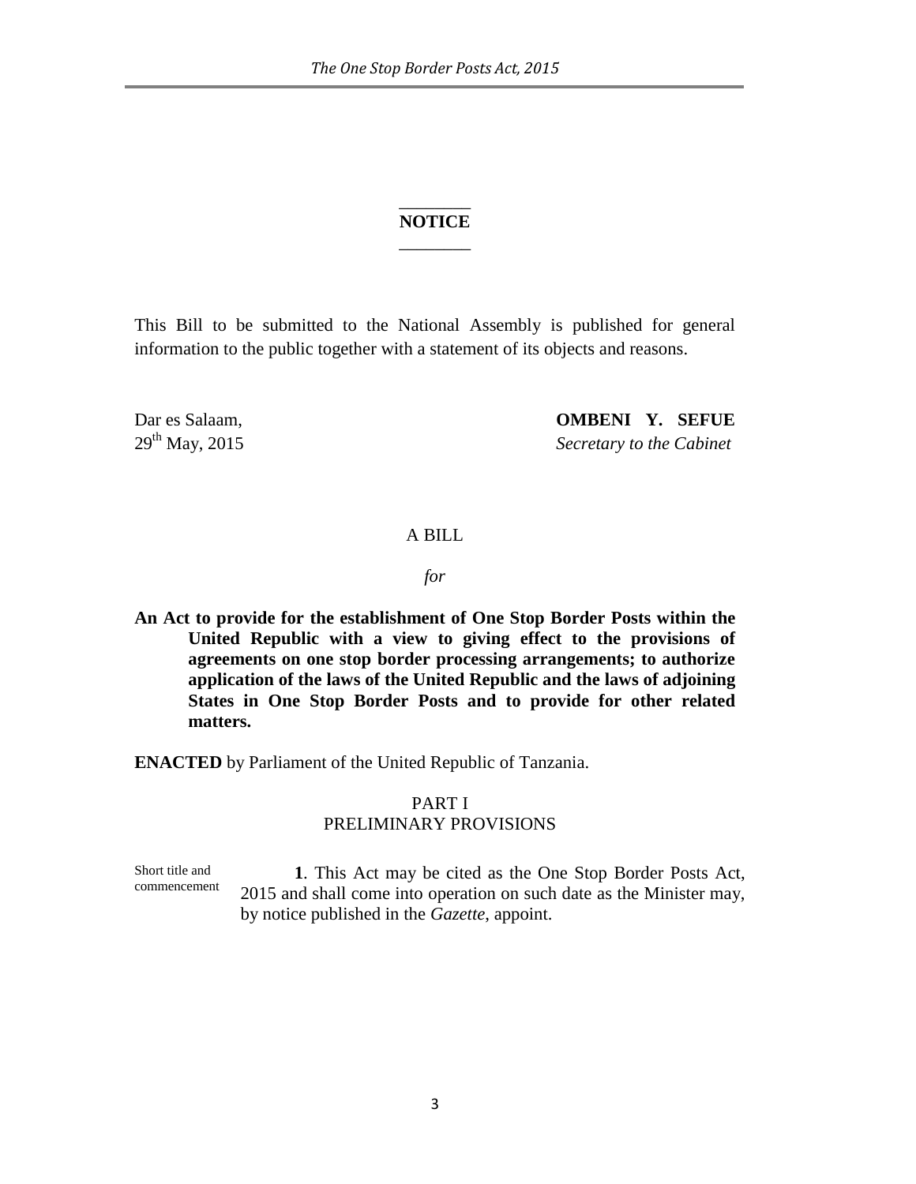**NOTICE**

This Bill to be submitted to the National Assembly is published for general information to the public together with a statement of its objects and reasons.

Dar es Salaam,
29th May, 2015

**OMBENI Y. SEFUE**
*Secretary to the Cabinet*

A BILL

*for*

**An Act to provide for the establishment of One Stop Border Posts within the United Republic with a view to giving effect to the provisions of agreements on one stop border processing arrangements; to authorize application of the laws of the United Republic and the laws of adjoining States in One Stop Border Posts and to provide for other related matters.**

**ENACTED** by Parliament of the United Republic of Tanzania.

PART I
PRELIMINARY PROVISIONS

Short title and commencement

**1**. This Act may be cited as the One Stop Border Posts Act, 2015 and shall come into operation on such date as the Minister may, by notice published in the *Gazette*, appoint.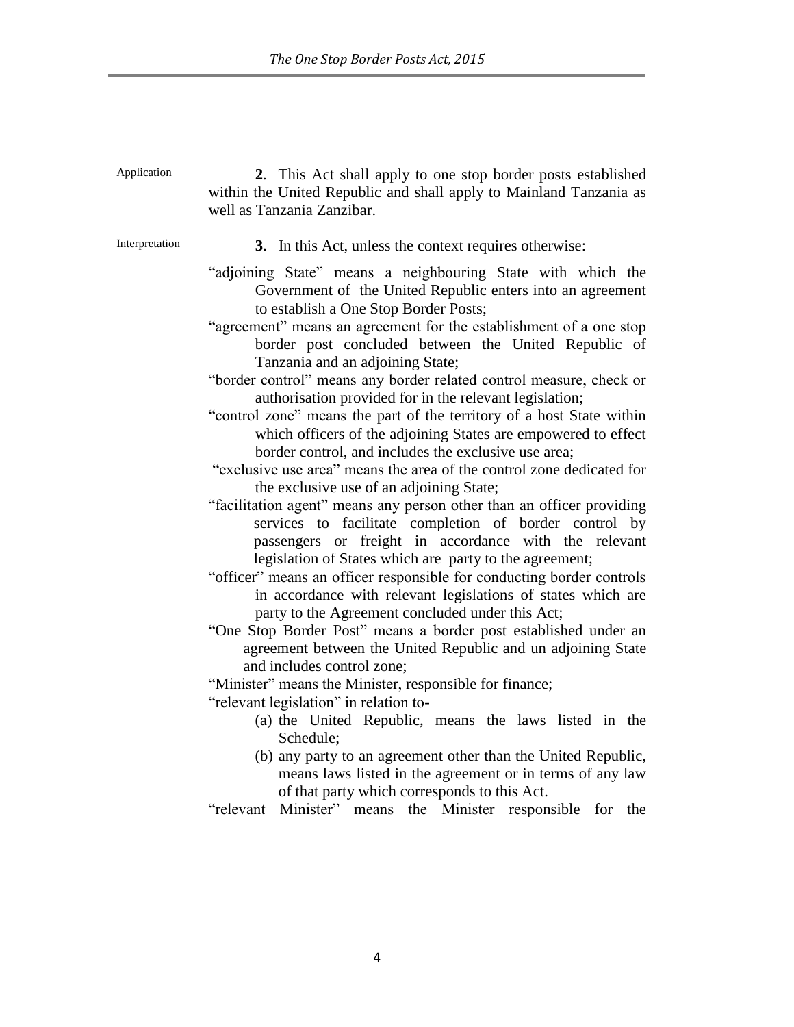Application

**2**. This Act shall apply to one stop border posts established within the United Republic and shall apply to Mainland Tanzania as well as Tanzania Zanzibar.

Interpretation

**3.** In this Act, unless the context requires otherwise:

"adjoining State" means a neighbouring State with which the Government of the United Republic enters into an agreement to establish a One Stop Border Posts;

"agreement" means an agreement for the establishment of a one stop border post concluded between the United Republic of Tanzania and an adjoining State;

"border control" means any border related control measure, check or authorisation provided for in the relevant legislation;

"control zone" means the part of the territory of a host State within which officers of the adjoining States are empowered to effect border control, and includes the exclusive use area;

"exclusive use area" means the area of the control zone dedicated for the exclusive use of an adjoining State;

"facilitation agent" means any person other than an officer providing services to facilitate completion of border control by passengers or freight in accordance with the relevant legislation of States which are party to the agreement;

"officer" means an officer responsible for conducting border controls in accordance with relevant legislations of states which are party to the Agreement concluded under this Act;

"One Stop Border Post" means a border post established under an agreement between the United Republic and un adjoining State and includes control zone;

"Minister" means the Minister, responsible for finance;

"relevant legislation" in relation to-

(a) the United Republic, means the laws listed in the Schedule;

(b) any party to an agreement other than the United Republic, means laws listed in the agreement or in terms of any law of that party which corresponds to this Act.

"relevant Minister" means the Minister responsible for the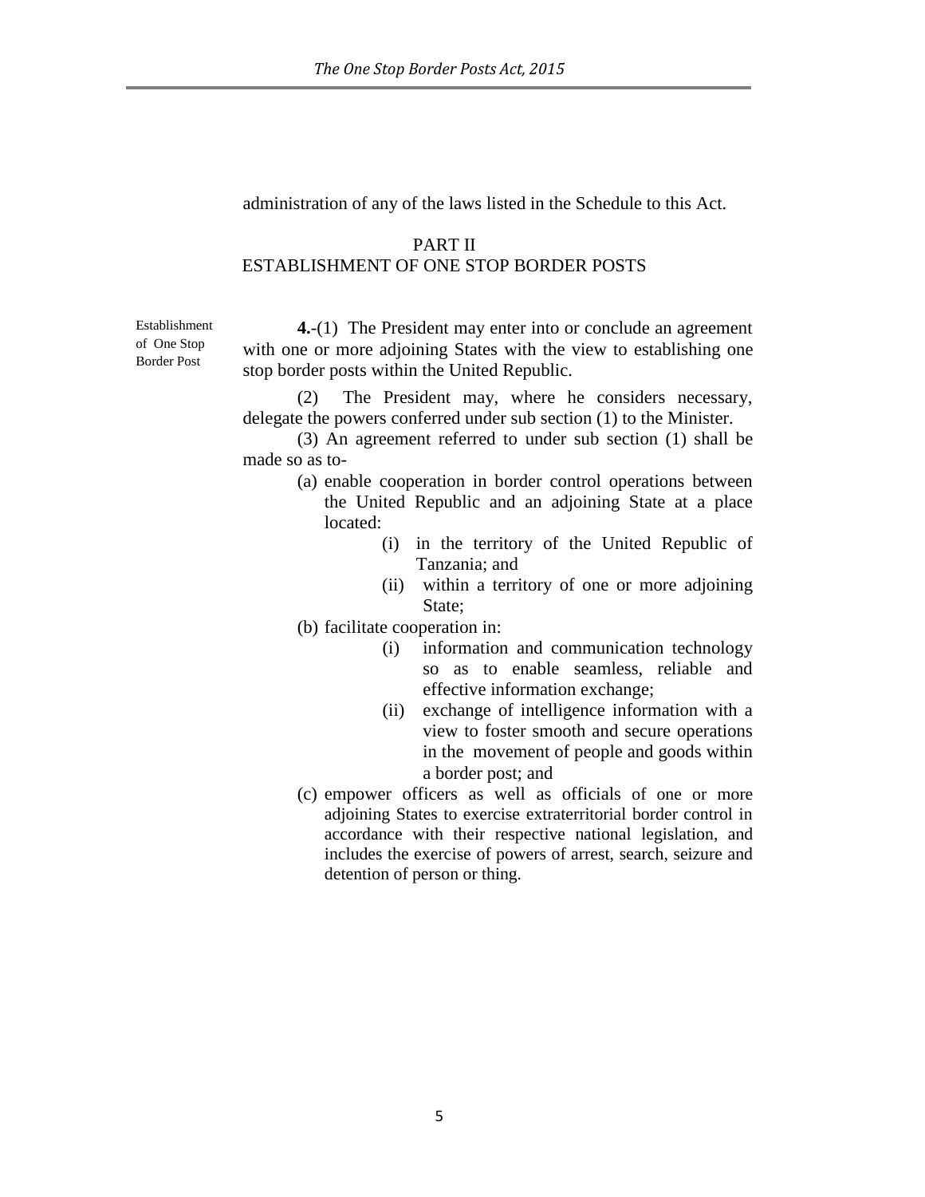administration of any of the laws listed in the Schedule to this Act.

## PART II
## ESTABLISHMENT OF ONE STOP BORDER POSTS

Establishment of One Stop Border Post

**4.**-(1) The President may enter into or conclude an agreement with one or more adjoining States with the view to establishing one stop border posts within the United Republic.

(2) The President may, where he considers necessary, delegate the powers conferred under sub section (1) to the Minister.

(3) An agreement referred to under sub section (1) shall be made so as to-

(a) enable cooperation in border control operations between the United Republic and an adjoining State at a place located:
   - (i) in the territory of the United Republic of Tanzania; and
   - (ii) within a territory of one or more adjoining State;

(b) facilitate cooperation in:
   - (i) information and communication technology so as to enable seamless, reliable and effective information exchange;
   - (ii) exchange of intelligence information with a view to foster smooth and secure operations in the movement of people and goods within a border post; and

(c) empower officers as well as officials of one or more adjoining States to exercise extraterritorial border control in accordance with their respective national legislation, and includes the exercise of powers of arrest, search, seizure and detention of person or thing.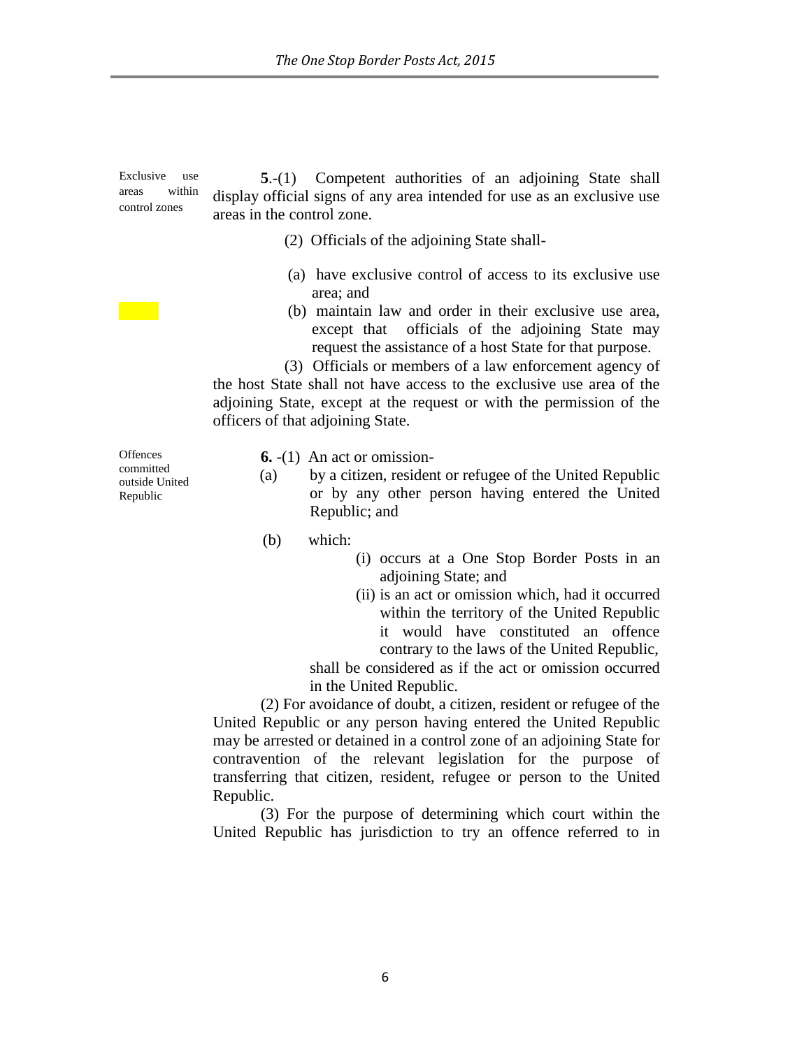Exclusive use areas within control zones

**5**.-(1) Competent authorities of an adjoining State shall display official signs of any area intended for use as an exclusive use areas in the control zone.

(2) Officials of the adjoining State shall-

(a) have exclusive control of access to its exclusive use area; and

(b) maintain law and order in their exclusive use area, except that officials of the adjoining State may request the assistance of a host State for that purpose.

(3) Officials or members of a law enforcement agency of the host State shall not have access to the exclusive use area of the adjoining State, except at the request or with the permission of the officers of that adjoining State.

Offences committed outside United Republic

**6.** -(1) An act or omission-

(a) by a citizen, resident or refugee of the United Republic or by any other person having entered the United Republic; and

(b) which:

(i) occurs at a One Stop Border Posts in an adjoining State; and

(ii) is an act or omission which, had it occurred within the territory of the United Republic it would have constituted an offence contrary to the laws of the United Republic,

shall be considered as if the act or omission occurred in the United Republic.

(2) For avoidance of doubt, a citizen, resident or refugee of the United Republic or any person having entered the United Republic may be arrested or detained in a control zone of an adjoining State for contravention of the relevant legislation for the purpose of transferring that citizen, resident, refugee or person to the United Republic.

(3) For the purpose of determining which court within the United Republic has jurisdiction to try an offence referred to in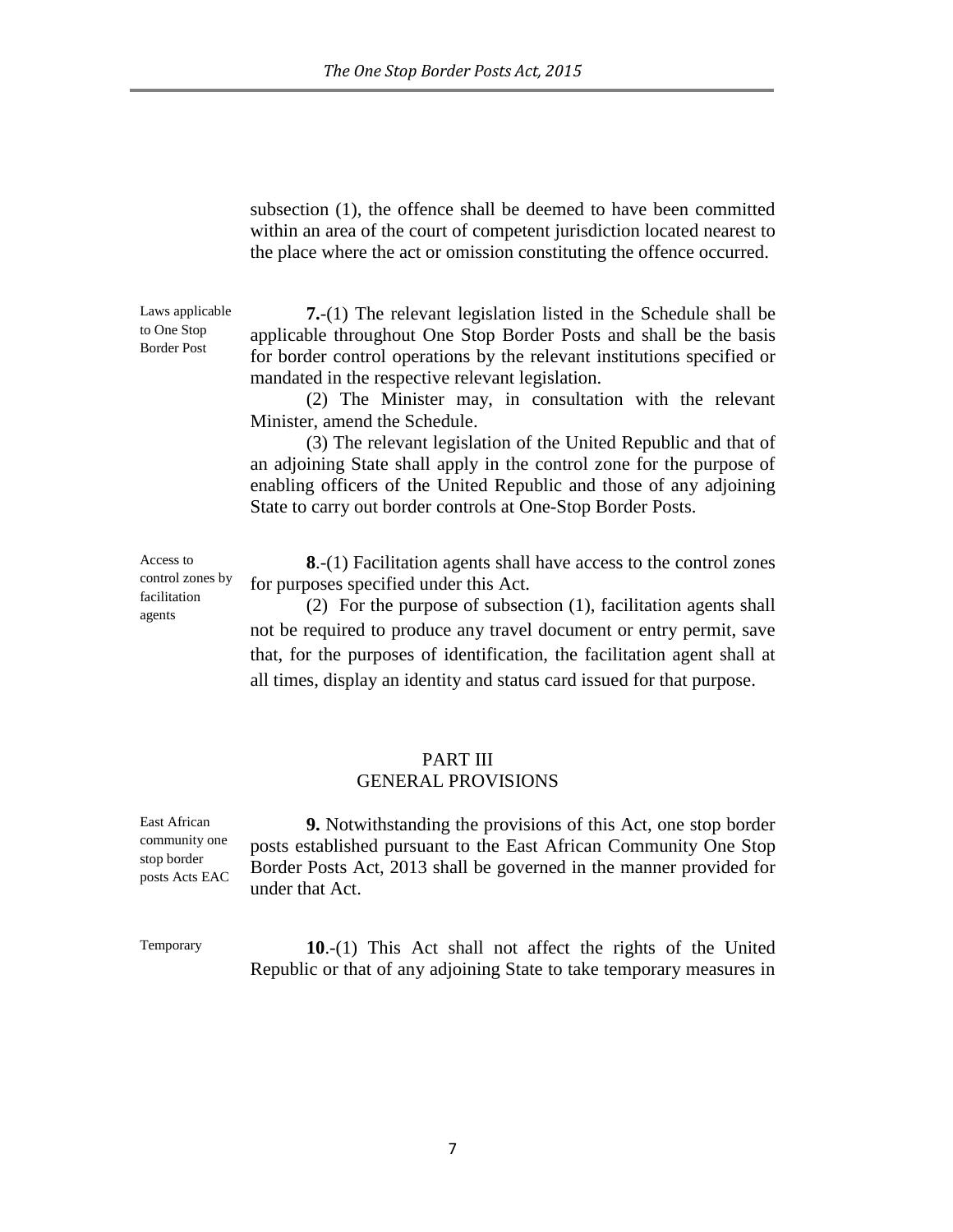subsection (1), the offence shall be deemed to have been committed within an area of the court of competent jurisdiction located nearest to the place where the act or omission constituting the offence occurred.

Laws applicable to One Stop Border Post

**7.**-(1) The relevant legislation listed in the Schedule shall be applicable throughout One Stop Border Posts and shall be the basis for border control operations by the relevant institutions specified or mandated in the respective relevant legislation.

(2) The Minister may, in consultation with the relevant Minister, amend the Schedule.

(3) The relevant legislation of the United Republic and that of an adjoining State shall apply in the control zone for the purpose of enabling officers of the United Republic and those of any adjoining State to carry out border controls at One-Stop Border Posts.

Access to control zones by facilitation agents

**8**.-(1) Facilitation agents shall have access to the control zones for purposes specified under this Act.

(2) For the purpose of subsection (1), facilitation agents shall not be required to produce any travel document or entry permit, save that, for the purposes of identification, the facilitation agent shall at all times, display an identity and status card issued for that purpose.

## PART III
## GENERAL PROVISIONS

East African community one stop border posts Acts EAC

**9.** Notwithstanding the provisions of this Act, one stop border posts established pursuant to the East African Community One Stop Border Posts Act, 2013 shall be governed in the manner provided for under that Act.

Temporary

**10**.-(1) This Act shall not affect the rights of the United Republic or that of any adjoining State to take temporary measures in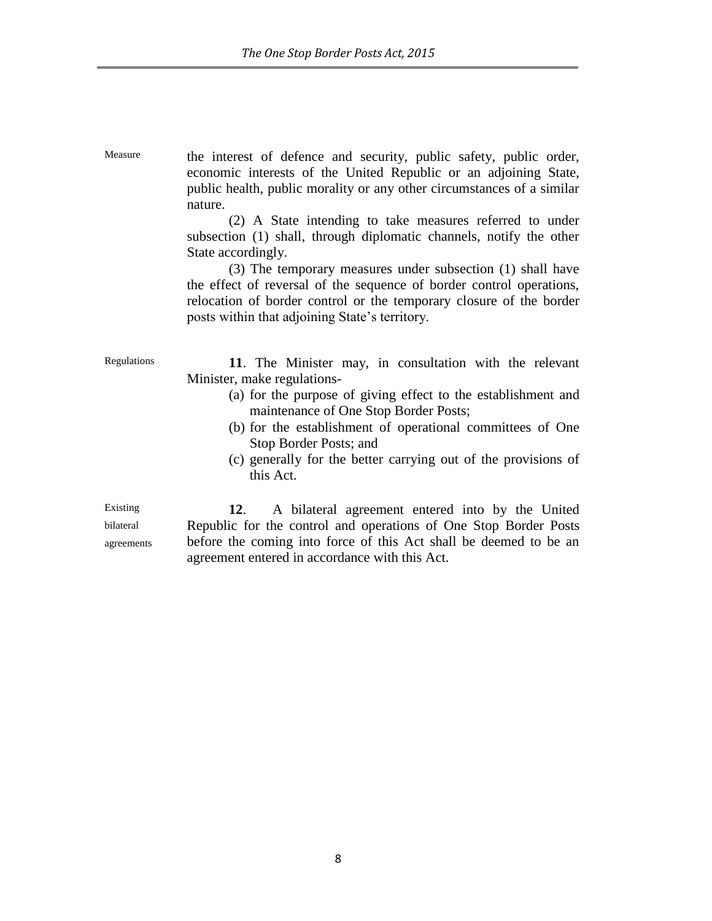the interest of defence and security, public safety, public order, economic interests of the United Republic or an adjoining State, public health, public morality or any other circumstances of a similar nature.

(2) A State intending to take measures referred to under subsection (1) shall, through diplomatic channels, notify the other State accordingly.

(3) The temporary measures under subsection (1) shall have the effect of reversal of the sequence of border control operations, relocation of border control or the temporary closure of the border posts within that adjoining State's territory.

Regulations

**11**. The Minister may, in consultation with the relevant Minister, make regulations-

(a) for the purpose of giving effect to the establishment and maintenance of One Stop Border Posts;

(b) for the establishment of operational committees of One Stop Border Posts; and

(c) generally for the better carrying out of the provisions of this Act.

Existing bilateral agreements

**12**. A bilateral agreement entered into by the United Republic for the control and operations of One Stop Border Posts before the coming into force of this Act shall be deemed to be an agreement entered in accordance with this Act.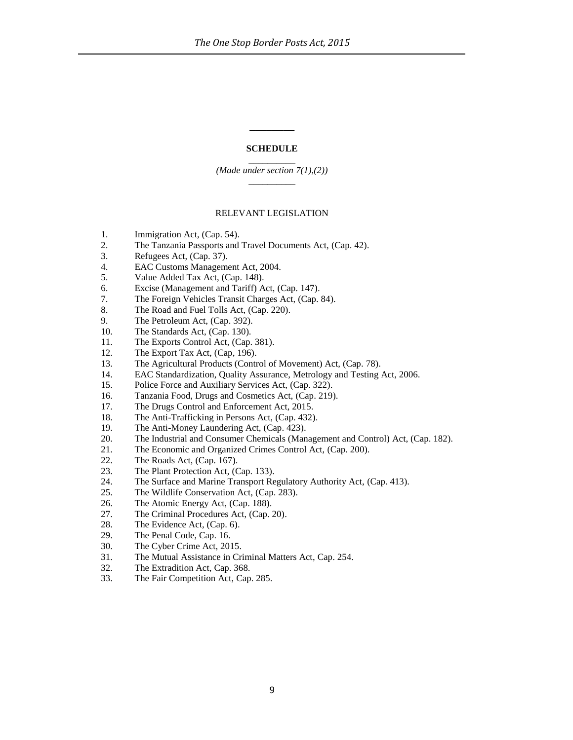## SCHEDULE

*(Made under section 7(1),(2))*

RELEVANT LEGISLATION

1. Immigration Act, (Cap. 54).
2. The Tanzania Passports and Travel Documents Act, (Cap. 42).
3. Refugees Act, (Cap. 37).
4. EAC Customs Management Act, 2004.
5. Value Added Tax Act, (Cap. 148).
6. Excise (Management and Tariff) Act, (Cap. 147).
7. The Foreign Vehicles Transit Charges Act, (Cap. 84).
8. The Road and Fuel Tolls Act, (Cap. 220).
9. The Petroleum Act, (Cap. 392).
10. The Standards Act, (Cap. 130).
11. The Exports Control Act, (Cap. 381).
12. The Export Tax Act, (Cap, 196).
13. The Agricultural Products (Control of Movement) Act, (Cap. 78).
14. EAC Standardization, Quality Assurance, Metrology and Testing Act, 2006.
15. Police Force and Auxiliary Services Act, (Cap. 322).
16. Tanzania Food, Drugs and Cosmetics Act, (Cap. 219).
17. The Drugs Control and Enforcement Act, 2015.
18. The Anti-Trafficking in Persons Act, (Cap. 432).
19. The Anti-Money Laundering Act, (Cap. 423).
20. The Industrial and Consumer Chemicals (Management and Control) Act, (Cap. 182).
21. The Economic and Organized Crimes Control Act, (Cap. 200).
22. The Roads Act, (Cap. 167).
23. The Plant Protection Act, (Cap. 133).
24. The Surface and Marine Transport Regulatory Authority Act, (Cap. 413).
25. The Wildlife Conservation Act, (Cap. 283).
26. The Atomic Energy Act, (Cap. 188).
27. The Criminal Procedures Act, (Cap. 20).
28. The Evidence Act, (Cap. 6).
29. The Penal Code, Cap. 16.
30. The Cyber Crime Act, 2015.
31. The Mutual Assistance in Criminal Matters Act, Cap. 254.
32. The Extradition Act, Cap. 368.
33. The Fair Competition Act, Cap. 285.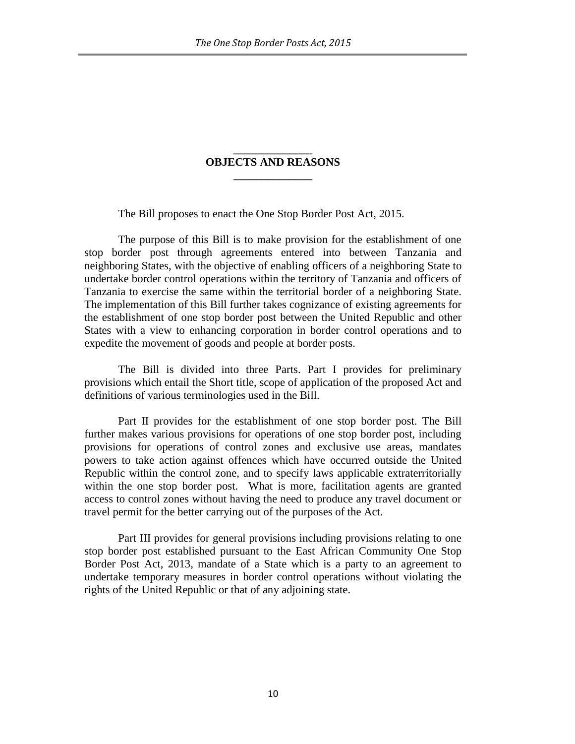## OBJECTS AND REASONS

The Bill proposes to enact the One Stop Border Post Act, 2015.

The purpose of this Bill is to make provision for the establishment of one stop border post through agreements entered into between Tanzania and neighboring States, with the objective of enabling officers of a neighboring State to undertake border control operations within the territory of Tanzania and officers of Tanzania to exercise the same within the territorial border of a neighboring State. The implementation of this Bill further takes cognizance of existing agreements for the establishment of one stop border post between the United Republic and other States with a view to enhancing corporation in border control operations and to expedite the movement of goods and people at border posts.

The Bill is divided into three Parts. Part I provides for preliminary provisions which entail the Short title, scope of application of the proposed Act and definitions of various terminologies used in the Bill.

Part II provides for the establishment of one stop border post. The Bill further makes various provisions for operations of one stop border post, including provisions for operations of control zones and exclusive use areas, mandates powers to take action against offences which have occurred outside the United Republic within the control zone, and to specify laws applicable extraterritorially within the one stop border post. What is more, facilitation agents are granted access to control zones without having the need to produce any travel document or travel permit for the better carrying out of the purposes of the Act.

Part III provides for general provisions including provisions relating to one stop border post established pursuant to the East African Community One Stop Border Post Act, 2013, mandate of a State which is a party to an agreement to undertake temporary measures in border control operations without violating the rights of the United Republic or that of any adjoining state.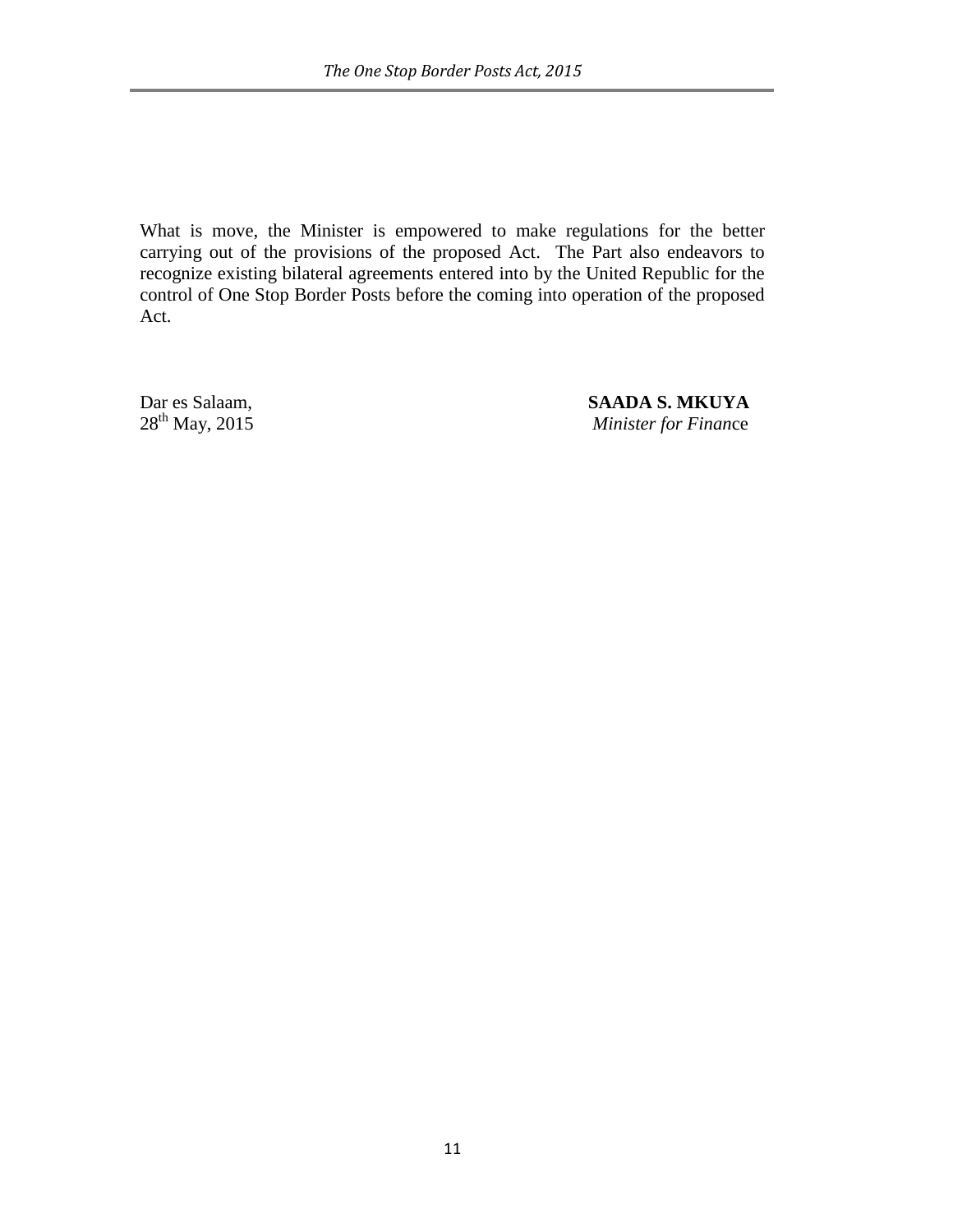What is move, the Minister is empowered to make regulations for the better carrying out of the provisions of the proposed Act. The Part also endeavors to recognize existing bilateral agreements entered into by the United Republic for the control of One Stop Border Posts before the coming into operation of the proposed Act.

Dar es Salaam,
28th May, 2015

**SAADA S. MKUYA**
*Minister for Finance*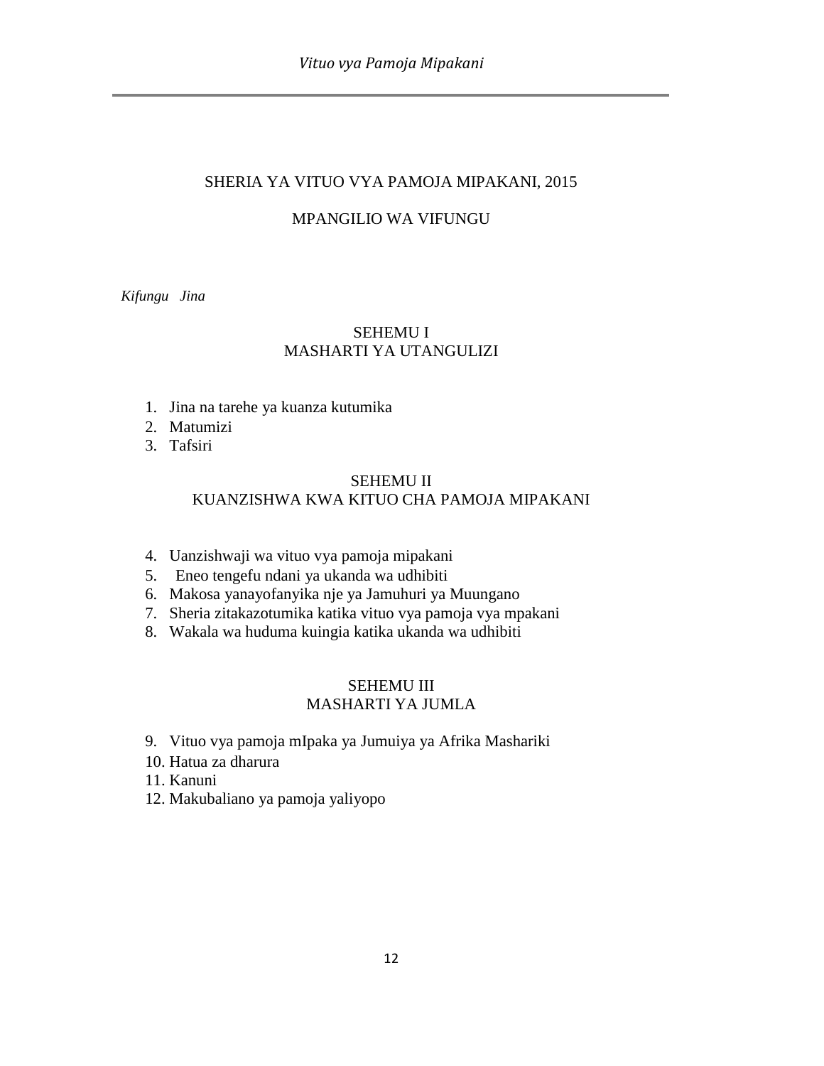# SHERIA YA VITUO VYA PAMOJA MIPAKANI, 2015

## MPANGILIO WA VIFUNGU

*Kifungu Jina*

### SEHEMU I
### MASHARTI YA UTANGULIZI

1. Jina na tarehe ya kuanza kutumika
2. Matumizi
3. Tafsiri

### SEHEMU II
### KUANZISHWA KWA KITUO CHA PAMOJA MIPAKANI

4. Uanzishwaji wa vituo vya pamoja mipakani
5. Eneo tengefu ndani ya ukanda wa udhibiti
6. Makosa yanayofanyika nje ya Jamuhuri ya Muungano
7. Sheria zitakazotumika katika vituo vya pamoja vya mpakani
8. Wakala wa huduma kuingia katika ukanda wa udhibiti

### SEHEMU III
### MASHARTI YA JUMLA

9. Vituo vya pamoja mIpaka ya Jumuiya ya Afrika Mashariki
10. Hatua za dharura
11. Kanuni
12. Makubaliano ya pamoja yaliyopo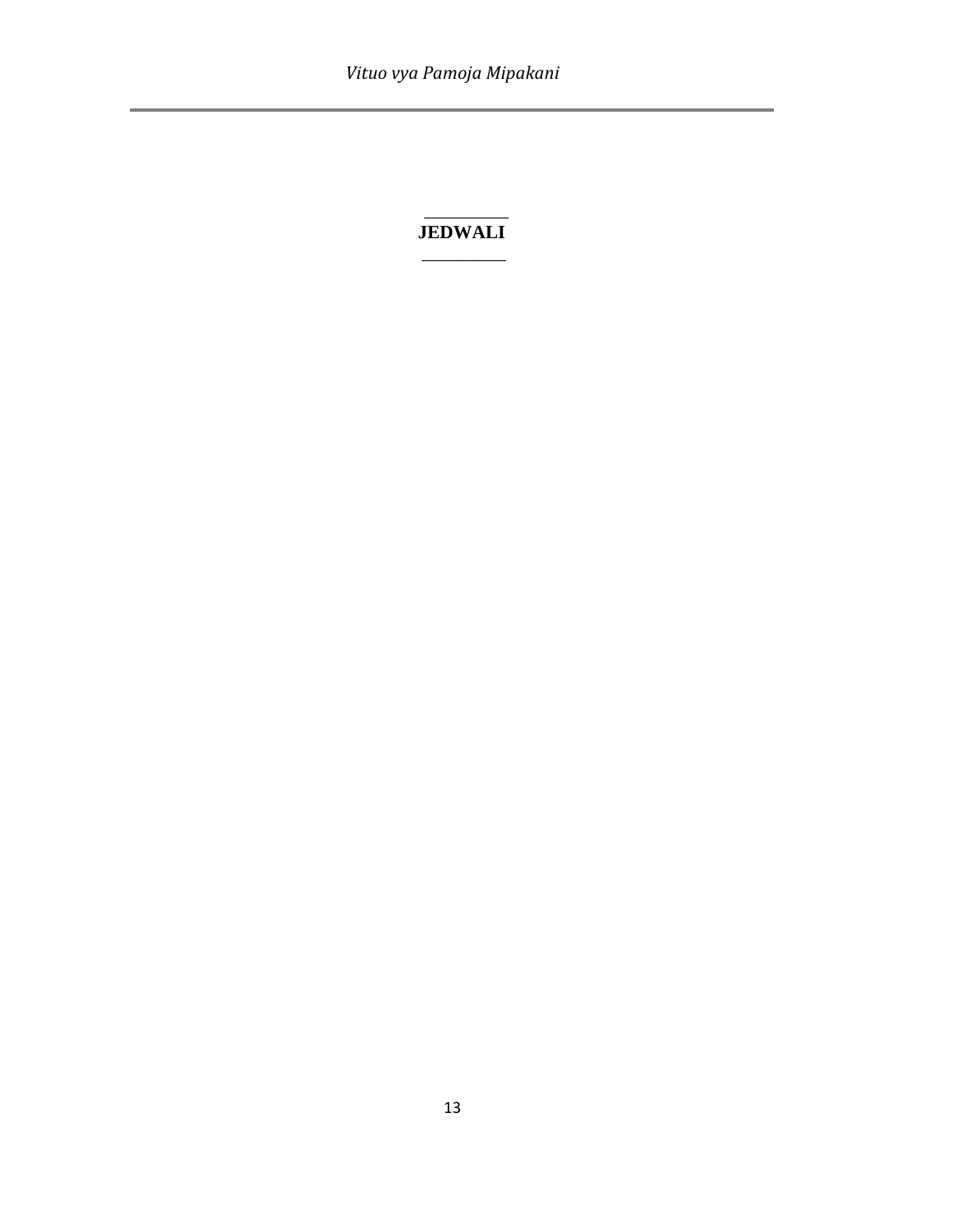## JEDWALI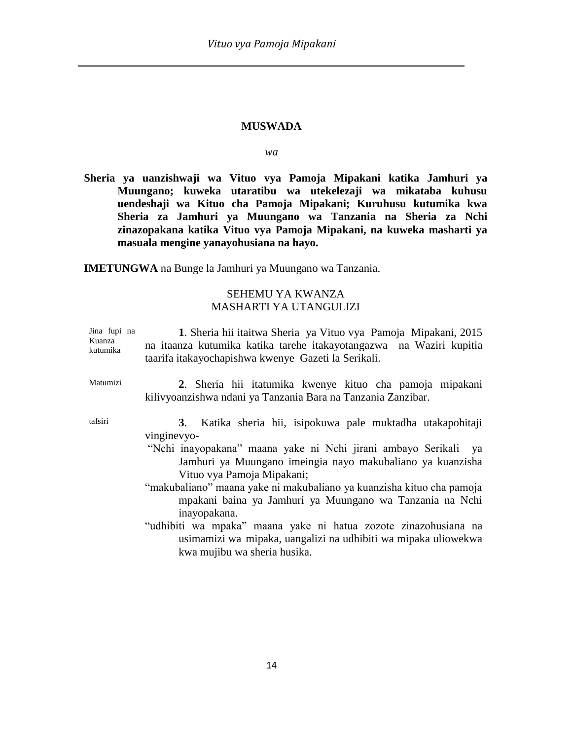**MUSWADA**

*wa*

**Sheria ya uanzishwaji wa Vituo vya Pamoja Mipakani katika Jamhuri ya Muungano; kuweka utaratibu wa utekelezaji wa mikataba kuhusu uendeshaji wa Kituo cha Pamoja Mipakani; Kuruhusu kutumika kwa Sheria za Jamhuri ya Muungano wa Tanzania na Sheria za Nchi zinazopakana katika Vituo vya Pamoja Mipakani, na kuweka masharti ya masuala mengine yanayohusiana na hayo.**

**IMETUNGWA** na Bunge la Jamhuri ya Muungano wa Tanzania.

SEHEMU YA KWANZA
MASHARTI YA UTANGULIZI

Jina fupi na Kuanza kutumika

**1**. Sheria hii itaitwa Sheria ya Vituo vya Pamoja Mipakani, 2015 na itaanza kutumika katika tarehe itakayotangazwa na Waziri kupitia taarifa itakayochapishwa kwenye Gazeti la Serikali.

Matumizi

**2**. Sheria hii itatumika kwenye kituo cha pamoja mipakani kilivyoanzishwa ndani ya Tanzania Bara na Tanzania Zanzibar.

tafsiri

**3**. Katika sheria hii, isipokuwa pale muktadha utakapohitaji vinginevyo-

"Nchi inayopakana" maana yake ni Nchi jirani ambayo Serikali ya Jamhuri ya Muungano imeingia nayo makubaliano ya kuanzisha Vituo vya Pamoja Mipakani;

"makubaliano" maana yake ni makubaliano ya kuanzisha kituo cha pamoja mpakani baina ya Jamhuri ya Muungano wa Tanzania na Nchi inayopakana.

"udhibiti wa mpaka" maana yake ni hatua zozote zinazohusiana na usimamizi wa mipaka, uangalizi na udhibiti wa mipaka uliowekwa kwa mujibu wa sheria husika.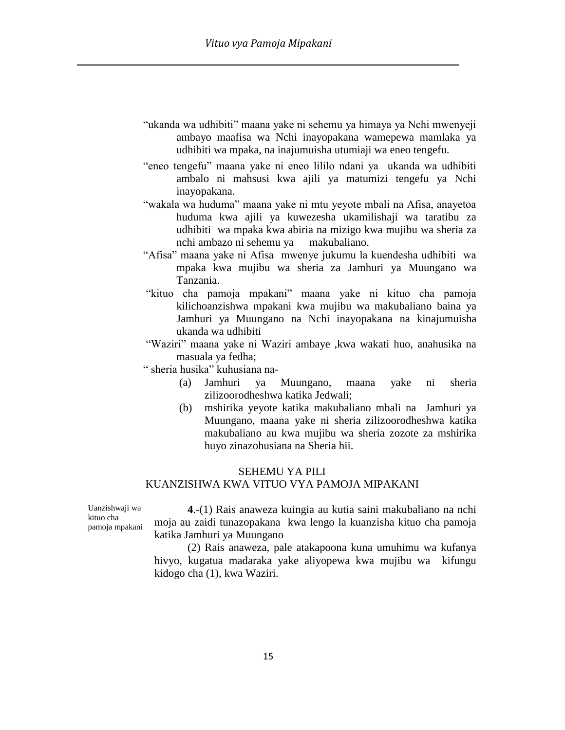"ukanda wa udhibiti" maana yake ni sehemu ya himaya ya Nchi mwenyeji ambayo maafisa wa Nchi inayopakana wamepewa mamlaka ya udhibiti wa mpaka, na inajumuisha utumiaji wa eneo tengefu.

"eneo tengefu" maana yake ni eneo lililo ndani ya ukanda wa udhibiti ambalo ni mahsusi kwa ajili ya matumizi tengefu ya Nchi inayopakana.

"wakala wa huduma" maana yake ni mtu yeyote mbali na Afisa, anayetoa huduma kwa ajili ya kuwezesha ukamilishaji wa taratibu za udhibiti wa mpaka kwa abiria na mizigo kwa mujibu wa sheria za nchi ambazo ni sehemu ya makubaliano.

"Afisa" maana yake ni Afisa mwenye jukumu la kuendesha udhibiti wa mpaka kwa mujibu wa sheria za Jamhuri ya Muungano wa Tanzania.

"kituo cha pamoja mpakani" maana yake ni kituo cha pamoja kilichoanzishwa mpakani kwa mujibu wa makubaliano baina ya Jamhuri ya Muungano na Nchi inayopakana na kinajumuisha ukanda wa udhibiti

"Waziri" maana yake ni Waziri ambaye ,kwa wakati huo, anahusika na masuala ya fedha;

" sheria husika" kuhusiana na-

(a) Jamhuri ya Muungano, maana yake ni sheria zilizoorodheshwa katika Jedwali;

(b) mshirika yeyote katika makubaliano mbali na Jamhuri ya Muungano, maana yake ni sheria zilizoorodheshwa katika makubaliano au kwa mujibu wa sheria zozote za mshirika huyo zinazohusiana na Sheria hii.

## SEHEMU YA PILI
## KUANZISHWA KWA VITUO VYA PAMOJA MIPAKANI

Uanzishwaji wa kituo cha pamoja mpakani

**4**.-(1) Rais anaweza kuingia au kutia saini makubaliano na nchi moja au zaidi tunazopakana kwa lengo la kuanzisha kituo cha pamoja katika Jamhuri ya Muungano

(2) Rais anaweza, pale atakapoona kuna umuhimu wa kufanya hivyo, kugatua madaraka yake aliyopewa kwa mujibu wa kifungu kidogo cha (1), kwa Waziri.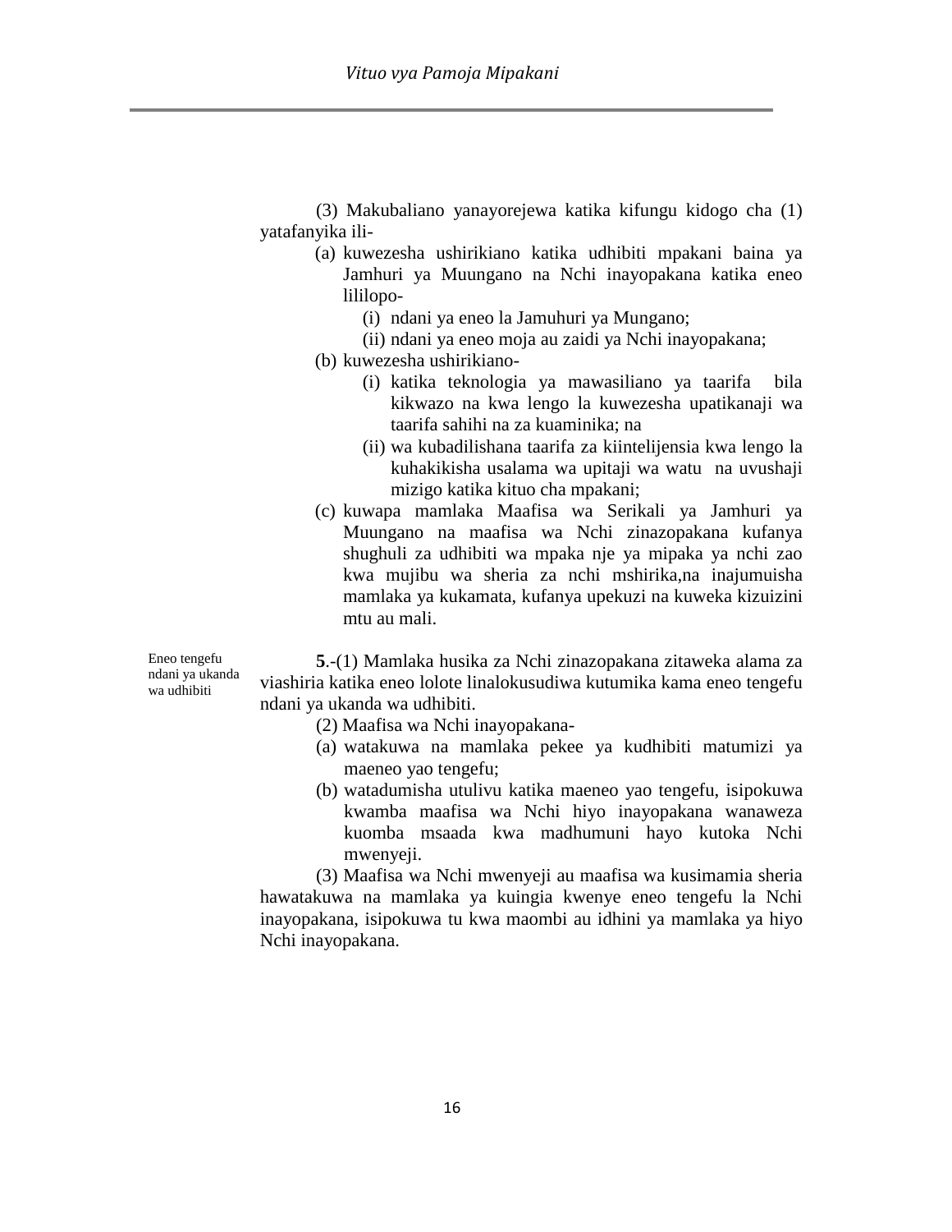(3) Makubaliano yanayorejewa katika kifungu kidogo cha (1) yatafanyika ili-

(a) kuwezesha ushirikiano katika udhibiti mpakani baina ya Jamhuri ya Muungano na Nchi inayopakana katika eneo lililopo-

  (i) ndani ya eneo la Jamuhuri ya Mungano;

  (ii) ndani ya eneo moja au zaidi ya Nchi inayopakana;

(b) kuwezesha ushirikiano-

  (i) katika teknologia ya mawasiliano ya taarifa bila kikwazo na kwa lengo la kuwezesha upatikanaji wa taarifa sahihi na za kuaminika; na

  (ii) wa kubadilishana taarifa za kiintelijensia kwa lengo la kuhakikisha usalama wa upitaji wa watu na uvushaji mizigo katika kituo cha mpakani;

(c) kuwapa mamlaka Maafisa wa Serikali ya Jamhuri ya Muungano na maafisa wa Nchi zinazopakana kufanya shughuli za udhibiti wa mpaka nje ya mipaka ya nchi zao kwa mujibu wa sheria za nchi mshirika,na inajumuisha mamlaka ya kukamata, kufanya upekuzi na kuweka kizuizini mtu au mali.

*Eneo tengefu ndani ya ukanda wa udhibiti*

**5**.-(1) Mamlaka husika za Nchi zinazopakana zitaweka alama za viashiria katika eneo lolote linalokusudiwa kutumika kama eneo tengefu ndani ya ukanda wa udhibiti.

(2) Maafisa wa Nchi inayopakana-

(a) watakuwa na mamlaka pekee ya kudhibiti matumizi ya maeneo yao tengefu;

(b) watadumisha utulivu katika maeneo yao tengefu, isipokuwa kwamba maafisa wa Nchi hiyo inayopakana wanaweza kuomba msaada kwa madhumuni hayo kutoka Nchi mwenyeji.

(3) Maafisa wa Nchi mwenyeji au maafisa wa kusimamia sheria hawatakuwa na mamlaka ya kuingia kwenye eneo tengefu la Nchi inayopakana, isipokuwa tu kwa maombi au idhini ya mamlaka ya hiyo Nchi inayopakana.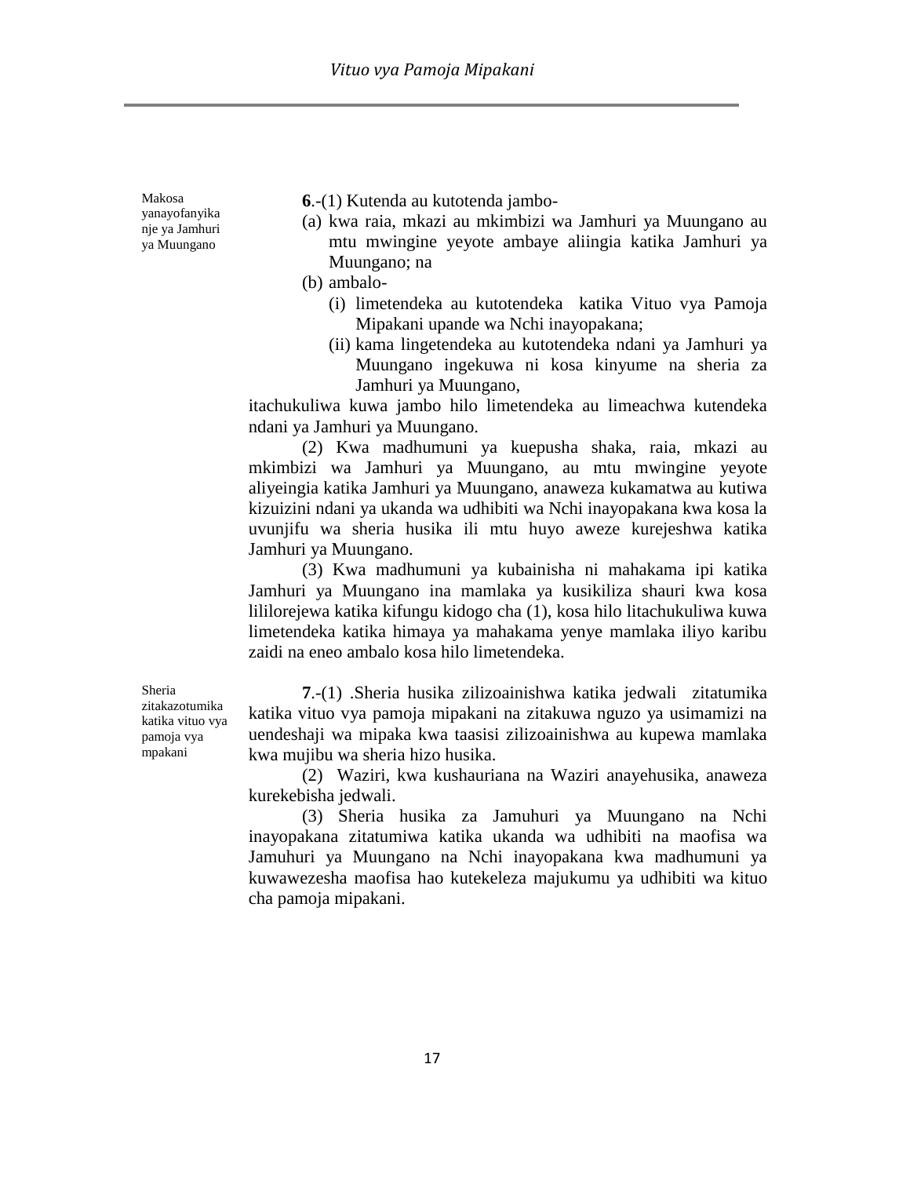Makosa yanayofanyika nje ya Jamhuri ya Muungano

**6**.-(1) Kutenda au kutotenda jambo-

(a) kwa raia, mkazi au mkimbizi wa Jamhuri ya Muungano au mtu mwingine yeyote ambaye aliingia katika Jamhuri ya Muungano; na

(b) ambalo-

  (i) limetendeka au kutotendeka katika Vituo vya Pamoja Mipakani upande wa Nchi inayopakana;

  (ii) kama lingetendeka au kutotendeka ndani ya Jamhuri ya Muungano ingekuwa ni kosa kinyume na sheria za Jamhuri ya Muungano,

itachukuliwa kuwa jambo hilo limetendeka au limeachwa kutendeka ndani ya Jamhuri ya Muungano.

(2) Kwa madhumuni ya kuepusha shaka, raia, mkazi au mkimbizi wa Jamhuri ya Muungano, au mtu mwingine yeyote aliyeingia katika Jamhuri ya Muungano, anaweza kukamatwa au kutiwa kizuizini ndani ya ukanda wa udhibiti wa Nchi inayopakana kwa kosa la uvunjifu wa sheria husika ili mtu huyo aweze kurejeshwa katika Jamhuri ya Muungano.

(3) Kwa madhumuni ya kubainisha ni mahakama ipi katika Jamhuri ya Muungano ina mamlaka ya kusikiliza shauri kwa kosa lililorejewa katika kifungu kidogo cha (1), kosa hilo litachukuliwa kuwa limetendeka katika himaya ya mahakama yenye mamlaka iliyo karibu zaidi na eneo ambalo kosa hilo limetendeka.

Sheria zitakazotumika katika vituo vya pamoja vya mpakani

**7**.-(1) .Sheria husika zilizoainishwa katika jedwali zitatumika katika vituo vya pamoja mipakani na zitakuwa nguzo ya usimamizi na uendeshaji wa mipaka kwa taasisi zilizoainishwa au kupewa mamlaka kwa mujibu wa sheria hizo husika.

(2) Waziri, kwa kushauriana na Waziri anayehusika, anaweza kurekebisha jedwali.

(3) Sheria husika za Jamuhuri ya Muungano na Nchi inayopakana zitatumiwa katika ukanda wa udhibiti na maofisa wa Jamuhuri ya Muungano na Nchi inayopakana kwa madhumuni ya kuwawezesha maofisa hao kutekeleza majukumu ya udhibiti wa kituo cha pamoja mipakani.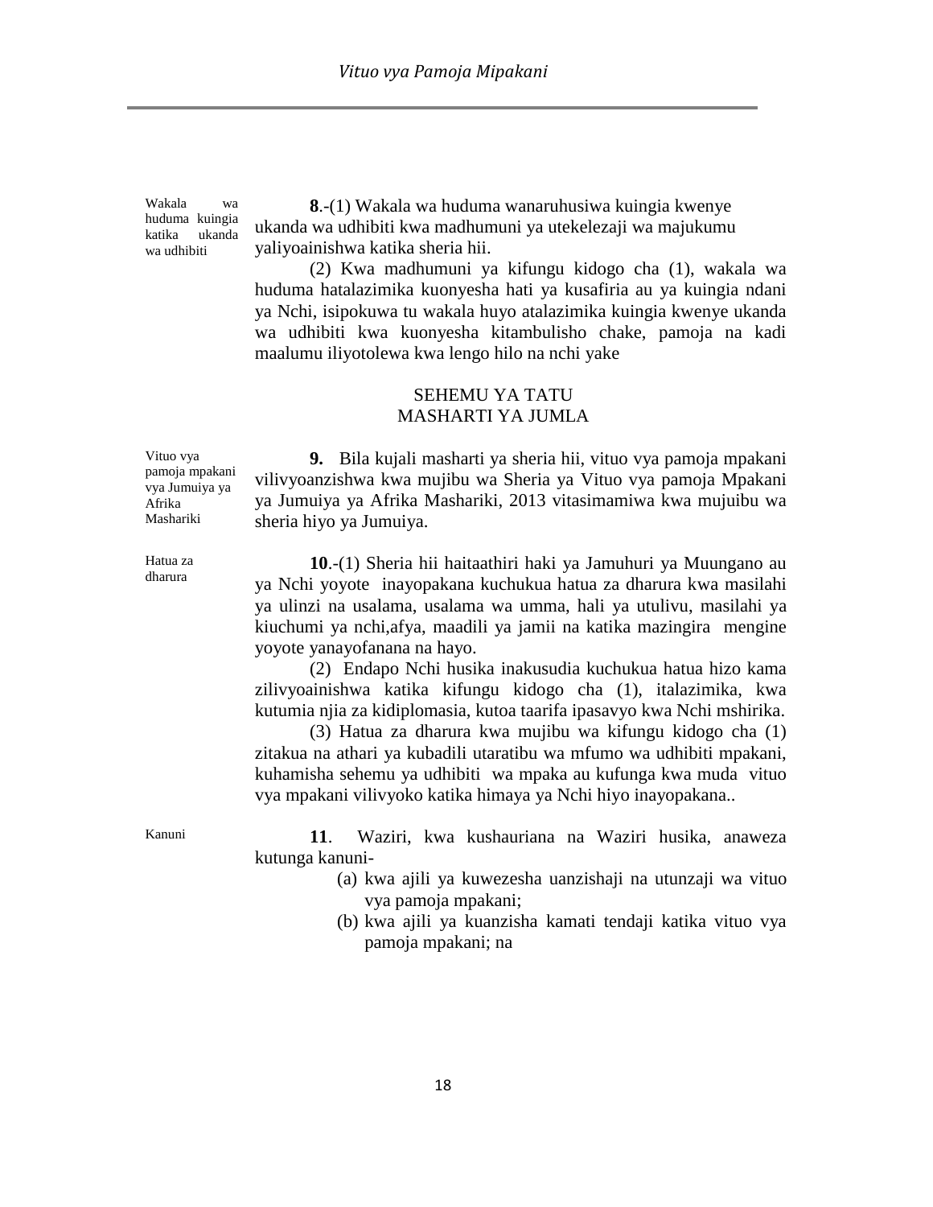**Wakala wa huduma kuingia katika ukanda wa udhibiti**

**8**.-(1) Wakala wa huduma wanaruhusiwa kuingia kwenye ukanda wa udhibiti kwa madhumuni ya utekelezaji wa majukumu yaliyoainishwa katika sheria hii.

(2) Kwa madhumuni ya kifungu kidogo cha (1), wakala wa huduma hatalazimika kuonyesha hati ya kusafiria au ya kuingia ndani ya Nchi, isipokuwa tu wakala huyo atalazimika kuingia kwenye ukanda wa udhibiti kwa kuonyesha kitambulisho chake, pamoja na kadi maalumu iliyotolewa kwa lengo hilo na nchi yake

## SEHEMU YA TATU
## MASHARTI YA JUMLA

**Vituo vya pamoja mpakani vya Jumuiya ya Afrika Mashariki**

**9.** Bila kujali masharti ya sheria hii, vituo vya pamoja mpakani vilivyoanzishwa kwa mujibu wa Sheria ya Vituo vya pamoja Mpakani ya Jumuiya ya Afrika Mashariki, 2013 vitasimamiwa kwa mujuibu wa sheria hiyo ya Jumuiya.

**Hatua za dharura**

**10**.-(1) Sheria hii haitaathiri haki ya Jamuhuri ya Muungano au ya Nchi yoyote inayopakana kuchukua hatua za dharura kwa masilahi ya ulinzi na usalama, usalama wa umma, hali ya utulivu, masilahi ya kiuchumi ya nchi,afya, maadili ya jamii na katika mazingira mengine yoyote yanayofanana na hayo.

(2) Endapo Nchi husika inakusudia kuchukua hatua hizo kama zilivyoainishwa katika kifungu kidogo cha (1), italazimika, kwa kutumia njia za kidiplomasia, kutoa taarifa ipasavyo kwa Nchi mshirika.

(3) Hatua za dharura kwa mujibu wa kifungu kidogo cha (1) zitakua na athari ya kubadili utaratibu wa mfumo wa udhibiti mpakani, kuhamisha sehemu ya udhibiti wa mpaka au kufunga kwa muda vituo vya mpakani vilivyoko katika himaya ya Nchi hiyo inayopakana..

**Kanuni**

**11**. Waziri, kwa kushauriana na Waziri husika, anaweza kutunga kanuni-

(a) kwa ajili ya kuwezesha uanzishaji na utunzaji wa vituo vya pamoja mpakani;

(b) kwa ajili ya kuanzisha kamati tendaji katika vituo vya pamoja mpakani; na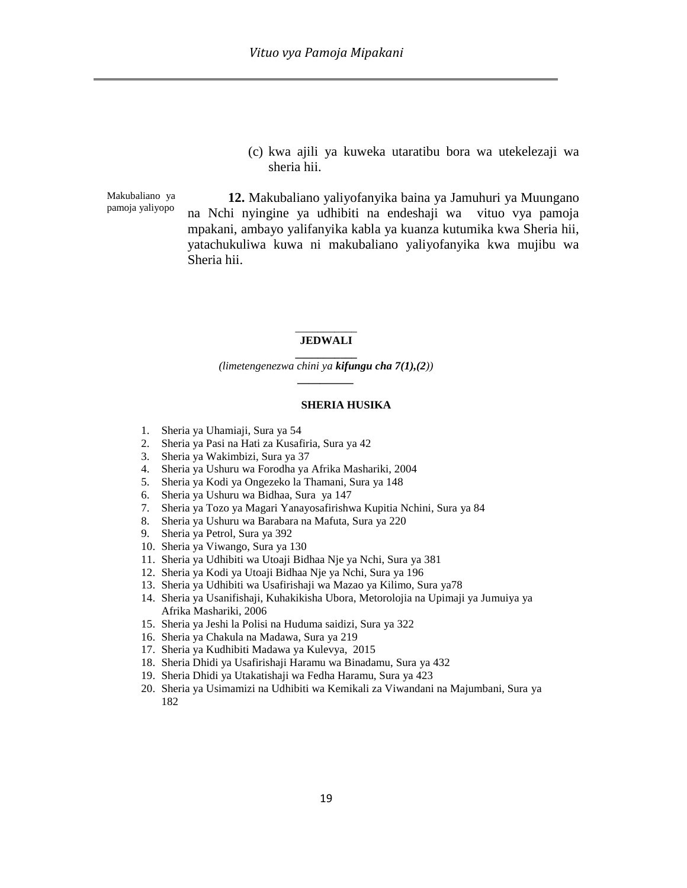(c) kwa ajili ya kuweka utaratibu bora wa utekelezaji wa sheria hii.

Makubaliano ya pamoja yaliyopo

**12.** Makubaliano yaliyofanyika baina ya Jamuhuri ya Muungano na Nchi nyingine ya udhibiti na endeshaji wa vituo vya pamoja mpakani, ambayo yalifanyika kabla ya kuanza kutumika kwa Sheria hii, yatachukuliwa kuwa ni makubaliano yaliyofanyika kwa mujibu wa Sheria hii.

**JEDWALI**

*(limetengenezwa chini ya **kifungu cha 7(1),(2)**)*

**SHERIA HUSIKA**

1. Sheria ya Uhamiaji, Sura ya 54
2. Sheria ya Pasi na Hati za Kusafiria, Sura ya 42
3. Sheria ya Wakimbizi, Sura ya 37
4. Sheria ya Ushuru wa Forodha ya Afrika Mashariki, 2004
5. Sheria ya Kodi ya Ongezeko la Thamani, Sura ya 148
6. Sheria ya Ushuru wa Bidhaa, Sura ya 147
7. Sheria ya Tozo ya Magari Yanayosafirishwa Kupitia Nchini, Sura ya 84
8. Sheria ya Ushuru wa Barabara na Mafuta, Sura ya 220
9. Sheria ya Petrol, Sura ya 392
10. Sheria ya Viwango, Sura ya 130
11. Sheria ya Udhibiti wa Utoaji Bidhaa Nje ya Nchi, Sura ya 381
12. Sheria ya Kodi ya Utoaji Bidhaa Nje ya Nchi, Sura ya 196
13. Sheria ya Udhibiti wa Usafirishaji wa Mazao ya Kilimo, Sura ya78
14. Sheria ya Usanifishaji, Kuhakikisha Ubora, Metorolojia na Upimaji ya Jumuiya ya Afrika Mashariki, 2006
15. Sheria ya Jeshi la Polisi na Huduma saidizi, Sura ya 322
16. Sheria ya Chakula na Madawa, Sura ya 219
17. Sheria ya Kudhibiti Madawa ya Kulevya, 2015
18. Sheria Dhidi ya Usafirishaji Haramu wa Binadamu, Sura ya 432
19. Sheria Dhidi ya Utakatishaji wa Fedha Haramu, Sura ya 423
20. Sheria ya Usimamizi na Udhibiti wa Kemikali za Viwandani na Majumbani, Sura ya 182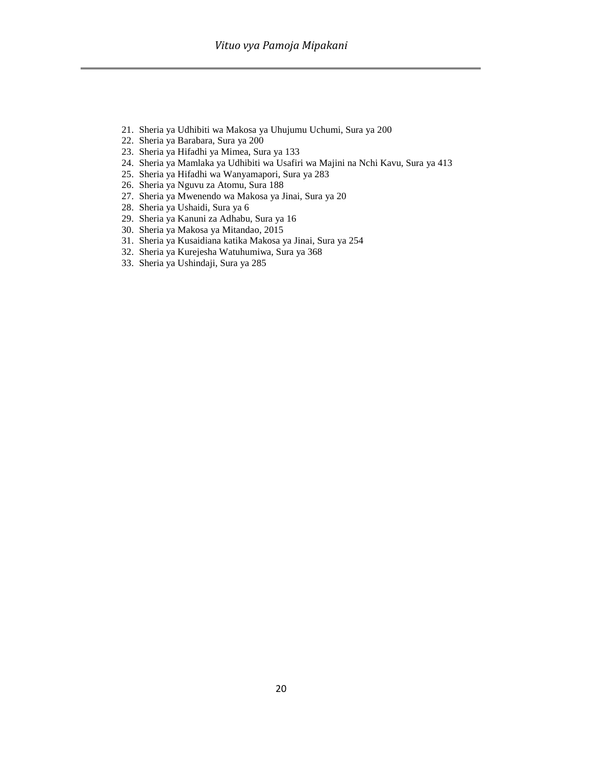21. Sheria ya Udhibiti wa Makosa ya Uhujumu Uchumi, Sura ya 200
22. Sheria ya Barabara, Sura ya 200
23. Sheria ya Hifadhi ya Mimea, Sura ya 133
24. Sheria ya Mamlaka ya Udhibiti wa Usafiri wa Majini na Nchi Kavu, Sura ya 413
25. Sheria ya Hifadhi wa Wanyamapori, Sura ya 283
26. Sheria ya Nguvu za Atomu, Sura 188
27. Sheria ya Mwenendo wa Makosa ya Jinai, Sura ya 20
28. Sheria ya Ushaidi, Sura ya 6
29. Sheria ya Kanuni za Adhabu, Sura ya 16
30. Sheria ya Makosa ya Mitandao, 2015
31. Sheria ya Kusaidiana katika Makosa ya Jinai, Sura ya 254
32. Sheria ya Kurejesha Watuhumiwa, Sura ya 368
33. Sheria ya Ushindaji, Sura ya 285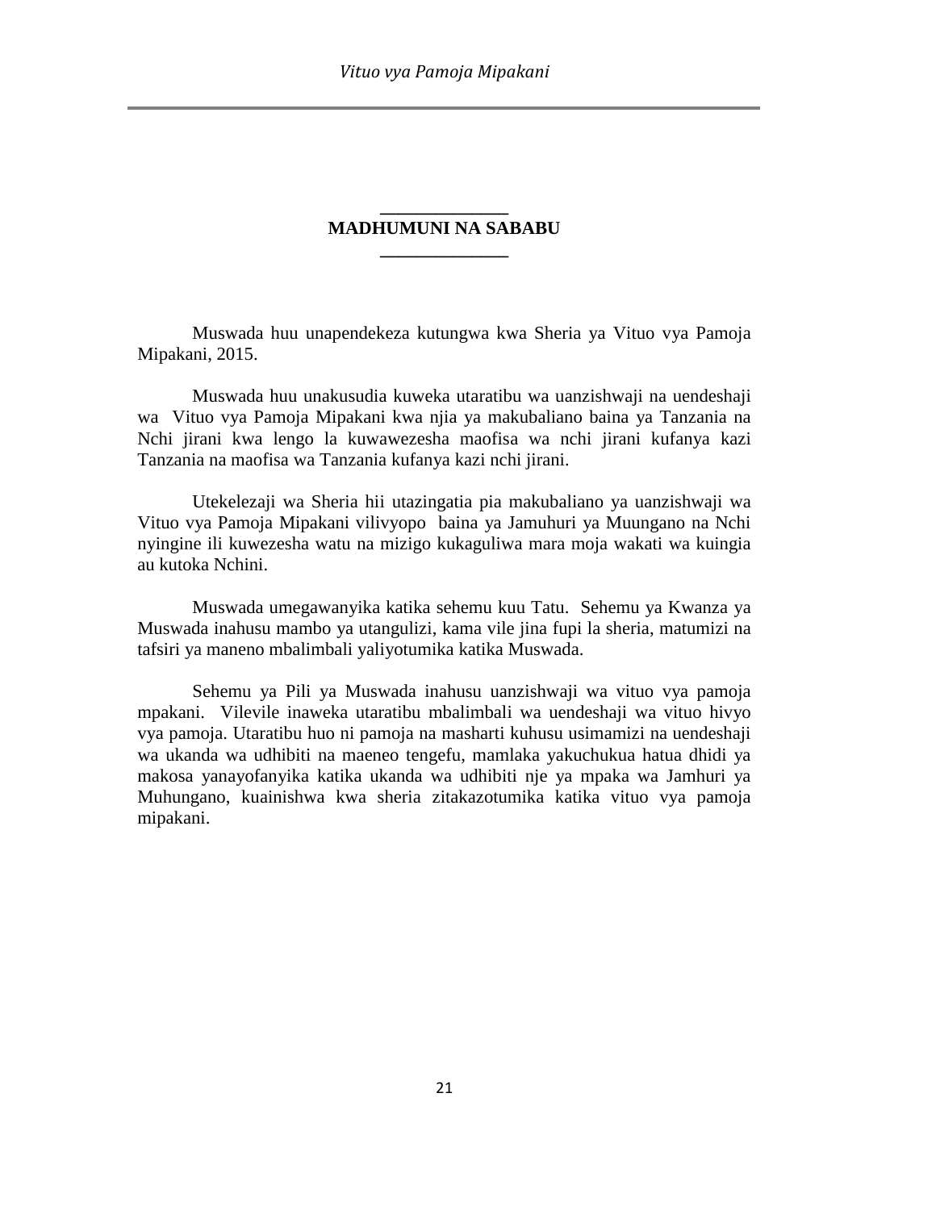## MADHUMUNI NA SABABU

Muswada huu unapendekeza kutungwa kwa Sheria ya Vituo vya Pamoja Mipakani, 2015.

Muswada huu unakusudia kuweka utaratibu wa uanzishwaji na uendeshaji wa Vituo vya Pamoja Mipakani kwa njia ya makubaliano baina ya Tanzania na Nchi jirani kwa lengo la kuwawezesha maofisa wa nchi jirani kufanya kazi Tanzania na maofisa wa Tanzania kufanya kazi nchi jirani.

Utekelezaji wa Sheria hii utazingatia pia makubaliano ya uanzishwaji wa Vituo vya Pamoja Mipakani vilivyopo baina ya Jamuhuri ya Muungano na Nchi nyingine ili kuwezesha watu na mizigo kukaguliwa mara moja wakati wa kuingia au kutoka Nchini.

Muswada umegawanyika katika sehemu kuu Tatu. Sehemu ya Kwanza ya Muswada inahusu mambo ya utangulizi, kama vile jina fupi la sheria, matumizi na tafsiri ya maneno mbalimbali yaliyotumika katika Muswada.

Sehemu ya Pili ya Muswada inahusu uanzishwaji wa vituo vya pamoja mpakani. Vilevile inaweka utaratibu mbalimbali wa uendeshaji wa vituo hivyo vya pamoja. Utaratibu huo ni pamoja na masharti kuhusu usimamizi na uendeshaji wa ukanda wa udhibiti na maeneo tengefu, mamlaka yakuchukua hatua dhidi ya makosa yanayofanyika katika ukanda wa udhibiti nje ya mpaka wa Jamhuri ya Muhungano, kuainishwa kwa sheria zitakazotumika katika vituo vya pamoja mipakani.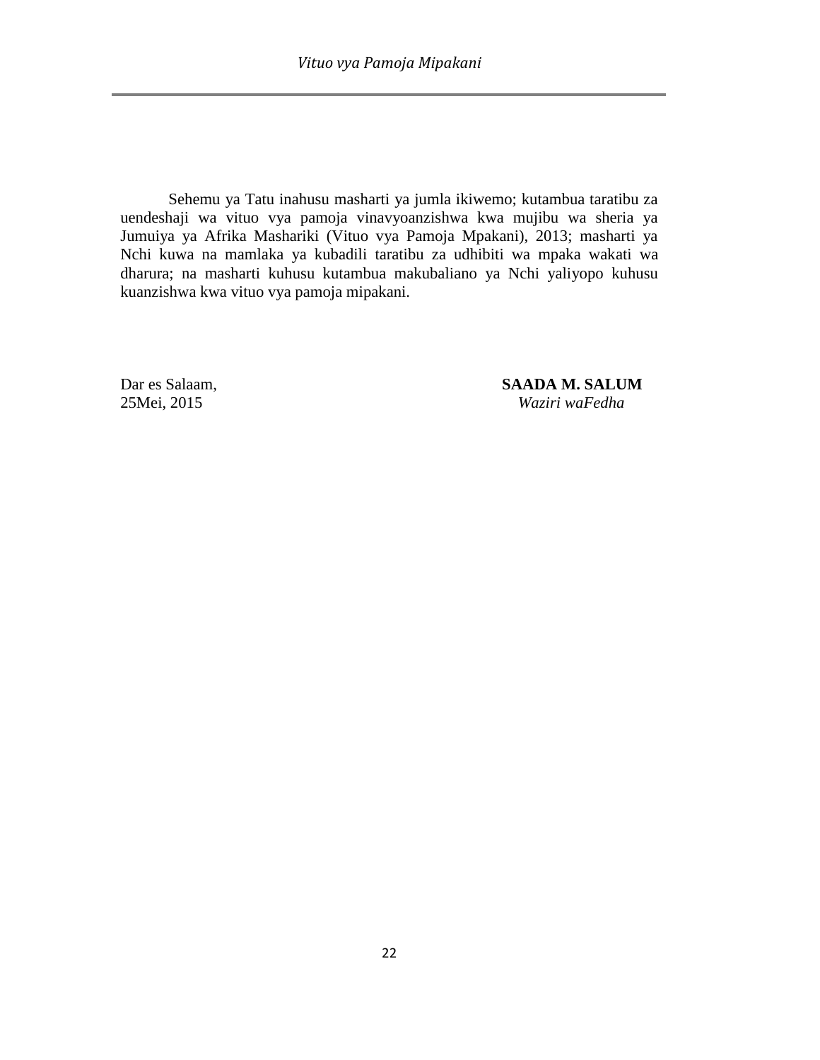Sehemu ya Tatu inahusu masharti ya jumla ikiwemo; kutambua taratibu za uendeshaji wa vituo vya pamoja vinavyoanzishwa kwa mujibu wa sheria ya Jumuiya ya Afrika Mashariki (Vituo vya Pamoja Mpakani), 2013; masharti ya Nchi kuwa na mamlaka ya kubadili taratibu za udhibiti wa mpaka wakati wa dharura; na masharti kuhusu kutambua makubaliano ya Nchi yaliyopo kuhusu kuanzishwa kwa vituo vya pamoja mipakani.

Dar es Salaam,
25Mei, 2015

**SAADA M. SALUM**
*Waziri waFedha*